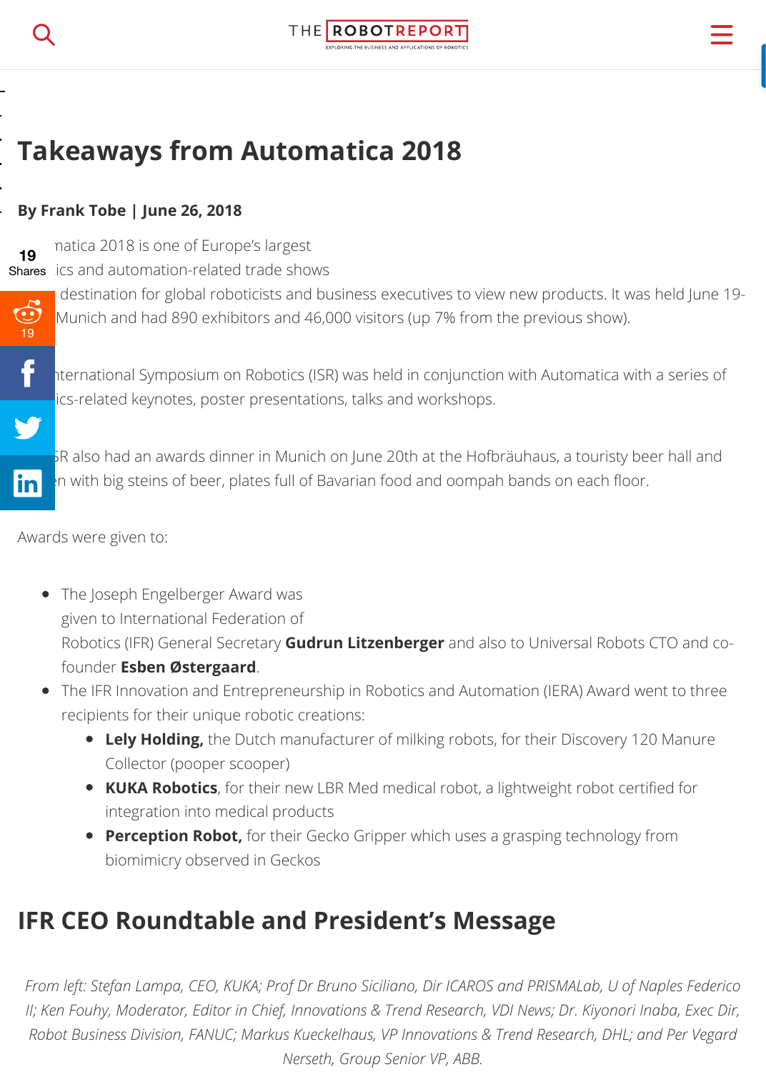# Takeaways from Automatica 2018

**By Frank Tobe | June 26, 2018**

natica 2018 is one of Europe's largest ics and automation-related trade shows destination for global roboticists and business executives to view new products. It was held June 19- Munich and had 890 exhibitors and 46,000 visitors (up 7% from the previous show).

nternational Symposium on Robotics (ISR) was held in conjunction with Automatica with a series of ics-related keynotes, poster presentations, talks and workshops.

SR also had an awards dinner in Munich on June 20th at the Hofbräuhaus, a touristy beer hall and n with big steins of beer, plates full of Bavarian food and oompah bands on each floor.

Awards were given to:

- The Joseph Engelberger Award was given to International Federation of Robotics (IFR) General Secretary **Gudrun Litzenberger** and also to Universal Robots CTO and co-founder **Esben Østergaard**.
- The IFR Innovation and Entrepreneurship in Robotics and Automation (IERA) Award went to three recipients for their unique robotic creations:
  - **Lely Holding,** the Dutch manufacturer of milking robots, for their Discovery 120 Manure Collector (pooper scooper)
  - **KUKA Robotics**, for their new LBR Med medical robot, a lightweight robot certified for integration into medical products
  - **Perception Robot,** for their Gecko Gripper which uses a grasping technology from biomimicry observed in Geckos

## IFR CEO Roundtable and President's Message

*From left: Stefan Lampa, CEO, KUKA; Prof Dr Bruno Siciliano, Dir ICAROS and PRISMALab, U of Naples Federico II; Ken Fouhy, Moderator, Editor in Chief, Innovations & Trend Research, VDI News; Dr. Kiyonori Inaba, Exec Dir, Robot Business Division, FANUC; Markus Kueckelhaus, VP Innovations & Trend Research, DHL; and Per Vegard Nerseth, Group Senior VP, ABB.*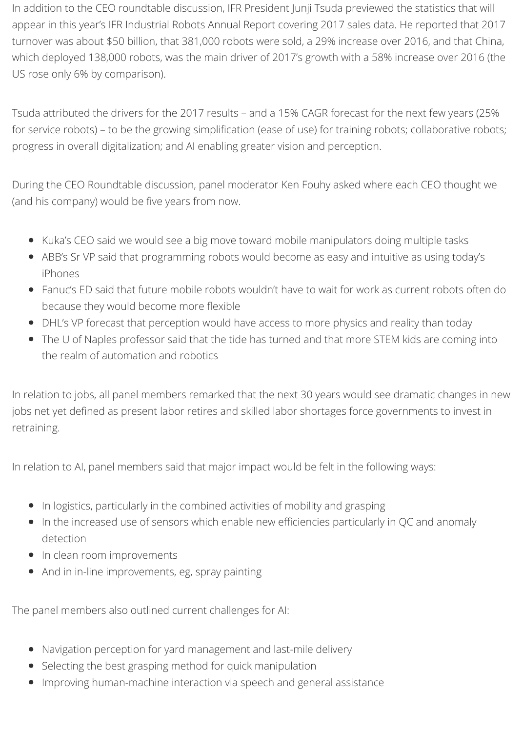In addition to the CEO roundtable discussion, IFR President Junji Tsuda previewed the statistics that will appear in this year's IFR Industrial Robots Annual Report covering 2017 sales data. He reported that 2017 turnover was about $50 billion, that 381,000 robots were sold, a 29% increase over 2016, and that China, which deployed 138,000 robots, was the main driver of 2017's growth with a 58% increase over 2016 (the US rose only 6% by comparison).

Tsuda attributed the drivers for the 2017 results – and a 15% CAGR forecast for the next few years (25% for service robots) – to be the growing simplification (ease of use) for training robots; collaborative robots; progress in overall digitalization; and AI enabling greater vision and perception.

During the CEO Roundtable discussion, panel moderator Ken Fouhy asked where each CEO thought we (and his company) would be five years from now.

- Kuka's CEO said we would see a big move toward mobile manipulators doing multiple tasks
- ABB's Sr VP said that programming robots would become as easy and intuitive as using today's iPhones
- Fanuc's ED said that future mobile robots wouldn't have to wait for work as current robots often do because they would become more flexible
- DHL's VP forecast that perception would have access to more physics and reality than today
- The U of Naples professor said that the tide has turned and that more STEM kids are coming into the realm of automation and robotics

In relation to jobs, all panel members remarked that the next 30 years would see dramatic changes in new jobs net yet defined as present labor retires and skilled labor shortages force governments to invest in retraining.

In relation to AI, panel members said that major impact would be felt in the following ways:

- In logistics, particularly in the combined activities of mobility and grasping
- In the increased use of sensors which enable new efficiencies particularly in QC and anomaly detection
- In clean room improvements
- And in in-line improvements, eg, spray painting

The panel members also outlined current challenges for AI:

- Navigation perception for yard management and last-mile delivery
- Selecting the best grasping method for quick manipulation
- Improving human-machine interaction via speech and general assistance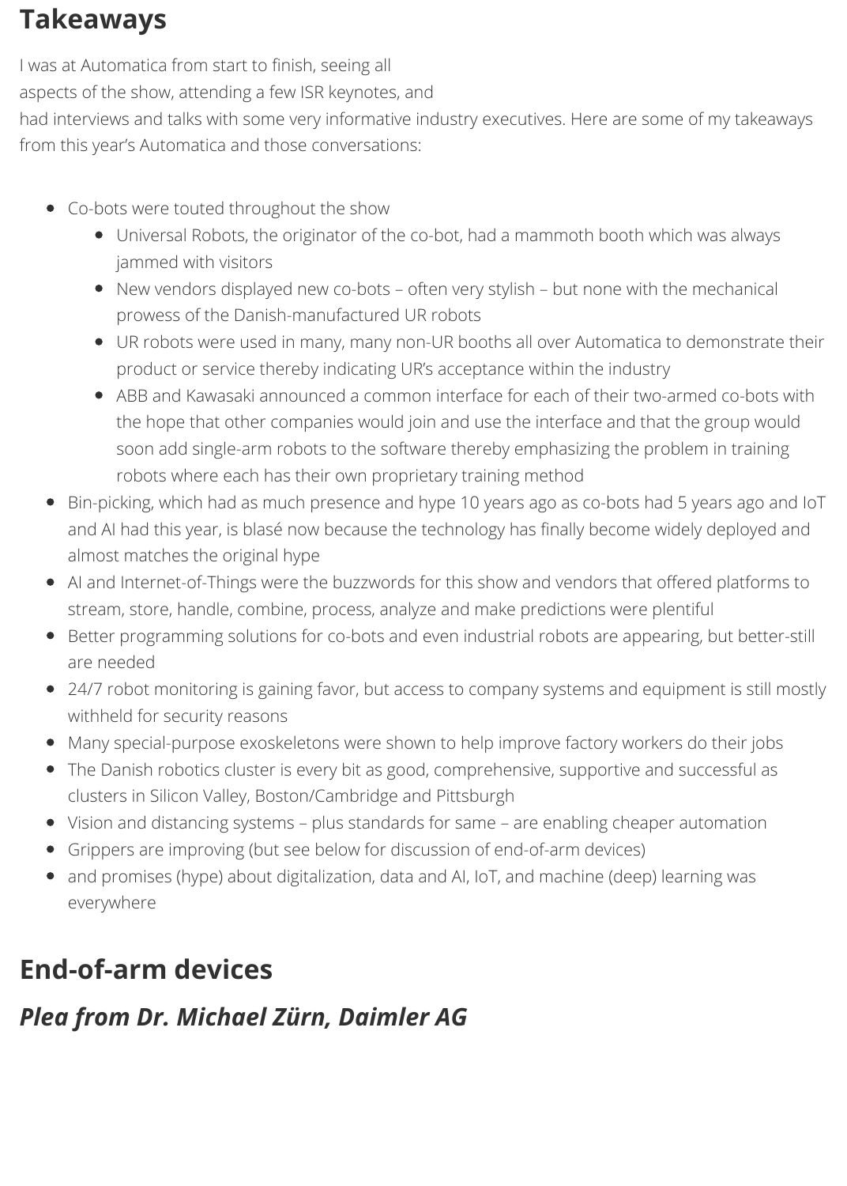## Takeaways

I was at Automatica from start to finish, seeing all aspects of the show, attending a few ISR keynotes, and had interviews and talks with some very informative industry executives. Here are some of my takeaways from this year's Automatica and those conversations:

- Co-bots were touted throughout the show
  - Universal Robots, the originator of the co-bot, had a mammoth booth which was always jammed with visitors
  - New vendors displayed new co-bots – often very stylish – but none with the mechanical prowess of the Danish-manufactured UR robots
  - UR robots were used in many, many non-UR booths all over Automatica to demonstrate their product or service thereby indicating UR's acceptance within the industry
  - ABB and Kawasaki announced a common interface for each of their two-armed co-bots with the hope that other companies would join and use the interface and that the group would soon add single-arm robots to the software thereby emphasizing the problem in training robots where each has their own proprietary training method
- Bin-picking, which had as much presence and hype 10 years ago as co-bots had 5 years ago and IoT and AI had this year, is blasé now because the technology has finally become widely deployed and almost matches the original hype
- AI and Internet-of-Things were the buzzwords for this show and vendors that offered platforms to stream, store, handle, combine, process, analyze and make predictions were plentiful
- Better programming solutions for co-bots and even industrial robots are appearing, but better-still are needed
- 24/7 robot monitoring is gaining favor, but access to company systems and equipment is still mostly withheld for security reasons
- Many special-purpose exoskeletons were shown to help improve factory workers do their jobs
- The Danish robotics cluster is every bit as good, comprehensive, supportive and successful as clusters in Silicon Valley, Boston/Cambridge and Pittsburgh
- Vision and distancing systems – plus standards for same – are enabling cheaper automation
- Grippers are improving (but see below for discussion of end-of-arm devices)
- and promises (hype) about digitalization, data and AI, IoT, and machine (deep) learning was everywhere

## End-of-arm devices

### *Plea from Dr. Michael Zürn, Daimler AG*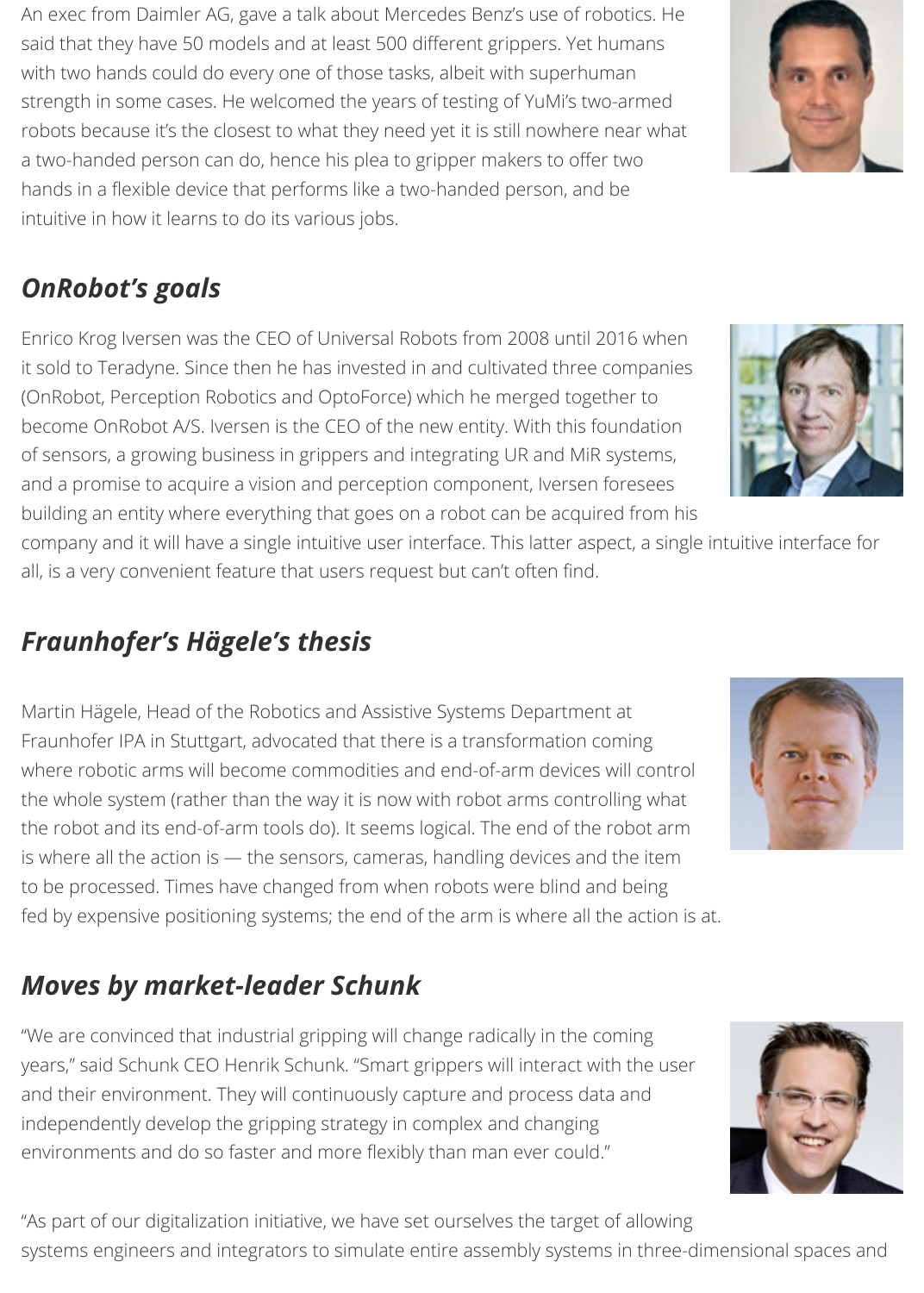An exec from Daimler AG, gave a talk about Mercedes Benz's use of robotics. He said that they have 50 models and at least 500 different grippers. Yet humans with two hands could do every one of those tasks, albeit with superhuman strength in some cases. He welcomed the years of testing of YuMi's two-armed robots because it's the closest to what they need yet it is still nowhere near what a two-handed person can do, hence his plea to gripper makers to offer two hands in a flexible device that performs like a two-handed person, and be intuitive in how it learns to do its various jobs.

## *OnRobot's goals*

Enrico Krog Iversen was the CEO of Universal Robots from 2008 until 2016 when it sold to Teradyne. Since then he has invested in and cultivated three companies (OnRobot, Perception Robotics and OptoForce) which he merged together to become OnRobot A/S. Iversen is the CEO of the new entity. With this foundation of sensors, a growing business in grippers and integrating UR and MiR systems, and a promise to acquire a vision and perception component, Iversen foresees building an entity where everything that goes on a robot can be acquired from his company and it will have a single intuitive user interface. This latter aspect, a single intuitive interface for all, is a very convenient feature that users request but can't often find.

## *Fraunhofer's Hägele's thesis*

Martin Hägele, Head of the Robotics and Assistive Systems Department at Fraunhofer IPA in Stuttgart, advocated that there is a transformation coming where robotic arms will become commodities and end-of-arm devices will control the whole system (rather than the way it is now with robot arms controlling what the robot and its end-of-arm tools do). It seems logical. The end of the robot arm is where all the action is — the sensors, cameras, handling devices and the item to be processed. Times have changed from when robots were blind and being fed by expensive positioning systems; the end of the arm is where all the action is at.

## *Moves by market-leader Schunk*

"We are convinced that industrial gripping will change radically in the coming years," said Schunk CEO Henrik Schunk. "Smart grippers will interact with the user and their environment. They will continuously capture and process data and independently develop the gripping strategy in complex and changing environments and do so faster and more flexibly than man ever could."

"As part of our digitalization initiative, we have set ourselves the target of allowing systems engineers and integrators to simulate entire assembly systems in three-dimensional spaces and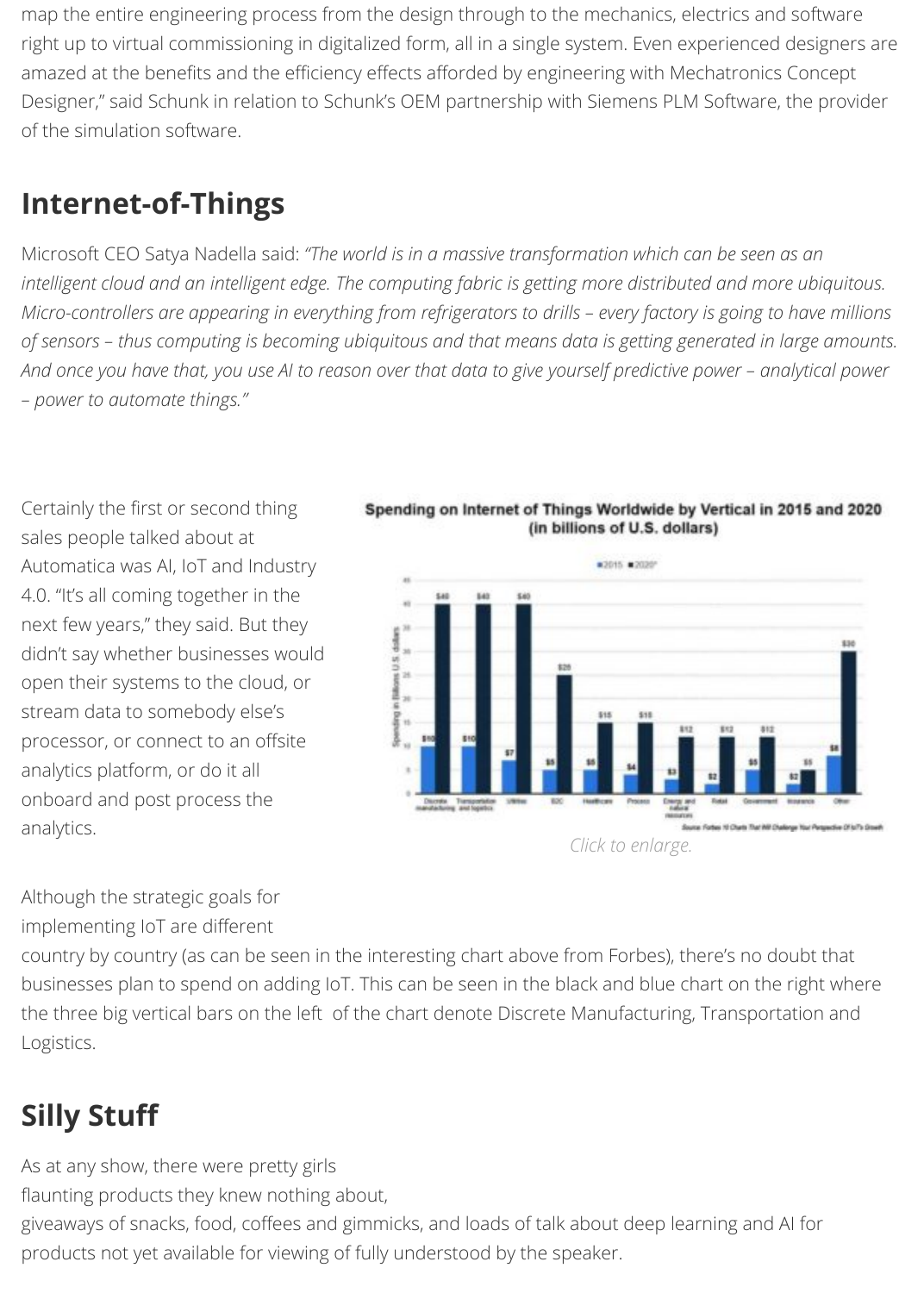map the entire engineering process from the design through to the mechanics, electrics and software right up to virtual commissioning in digitalized form, all in a single system. Even experienced designers are amazed at the benefits and the efficiency effects afforded by engineering with Mechatronics Concept Designer," said Schunk in relation to Schunk's OEM partnership with Siemens PLM Software, the provider of the simulation software.

## Internet-of-Things

Microsoft CEO Satya Nadella said: *"The world is in a massive transformation which can be seen as an intelligent cloud and an intelligent edge. The computing fabric is getting more distributed and more ubiquitous. Micro-controllers are appearing in everything from refrigerators to drills – every factory is going to have millions of sensors – thus computing is becoming ubiquitous and that means data is getting generated in large amounts. And once you have that, you use AI to reason over that data to give yourself predictive power – analytical power – power to automate things."*

Certainly the first or second thing sales people talked about at Automatica was AI, IoT and Industry 4.0. "It's all coming together in the next few years," they said. But they didn't say whether businesses would open their systems to the cloud, or stream data to somebody else's processor, or connect to an offsite analytics platform, or do it all onboard and post process the analytics.

**Spending on Internet of Things Worldwide by Vertical in 2015 and 2020 (in billions of U.S. dollars)**

*Click to enlarge.*

Although the strategic goals for implementing IoT are different country by country (as can be seen in the interesting chart above from Forbes), there's no doubt that businesses plan to spend on adding IoT. This can be seen in the black and blue chart on the right where the three big vertical bars on the left of the chart denote Discrete Manufacturing, Transportation and Logistics.

## Silly Stuff

As at any show, there were pretty girls flaunting products they knew nothing about, giveaways of snacks, food, coffees and gimmicks, and loads of talk about deep learning and AI for products not yet available for viewing of fully understood by the speaker.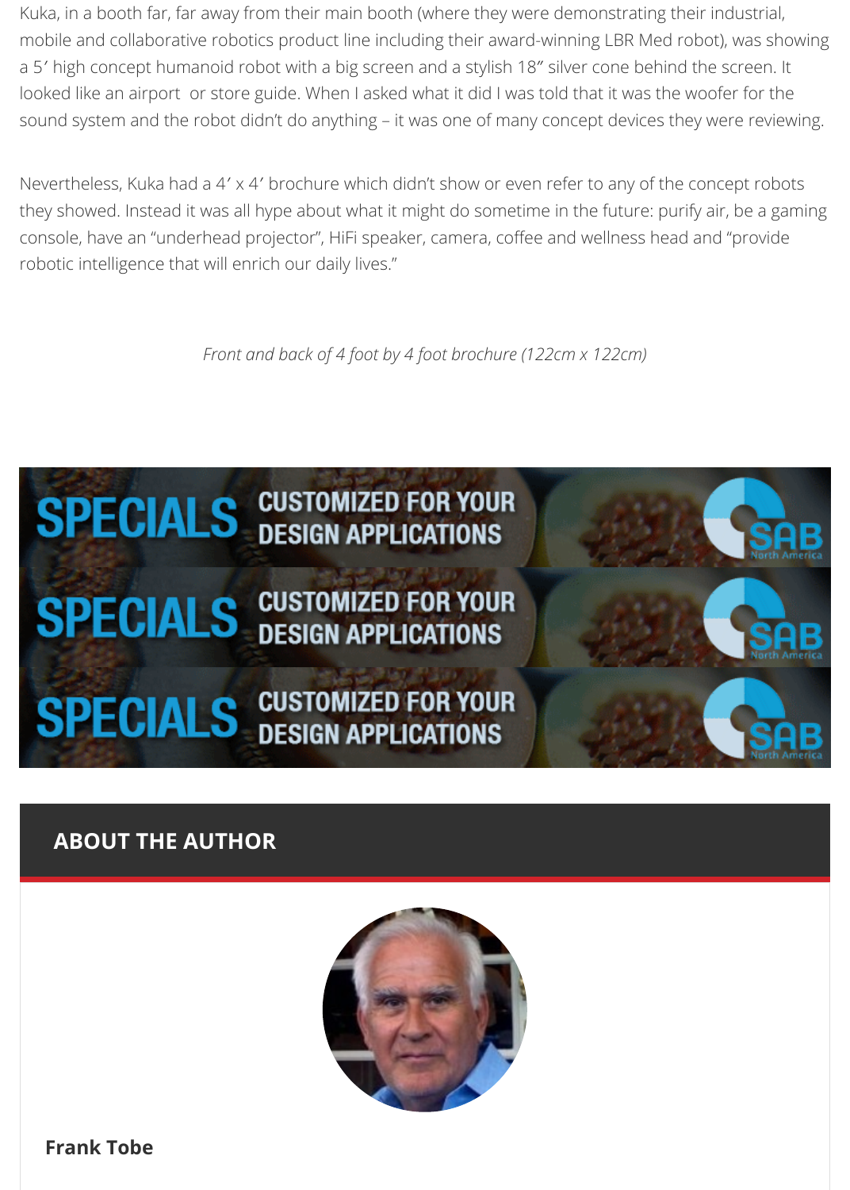Kuka, in a booth far, far away from their main booth (where they were demonstrating their industrial, mobile and collaborative robotics product line including their award-winning LBR Med robot), was showing a 5′ high concept humanoid robot with a big screen and a stylish 18″ silver cone behind the screen. It looked like an airport or store guide. When I asked what it did I was told that it was the woofer for the sound system and the robot didn't do anything – it was one of many concept devices they were reviewing.

Nevertheless, Kuka had a 4′ x 4′ brochure which didn't show or even refer to any of the concept robots they showed. Instead it was all hype about what it might do sometime in the future: purify air, be a gaming console, have an "underhead projector", HiFi speaker, camera, coffee and wellness head and "provide robotic intelligence that will enrich our daily lives."

*Front and back of 4 foot by 4 foot brochure (122cm x 122cm)*

## ABOUT THE AUTHOR

**Frank Tobe**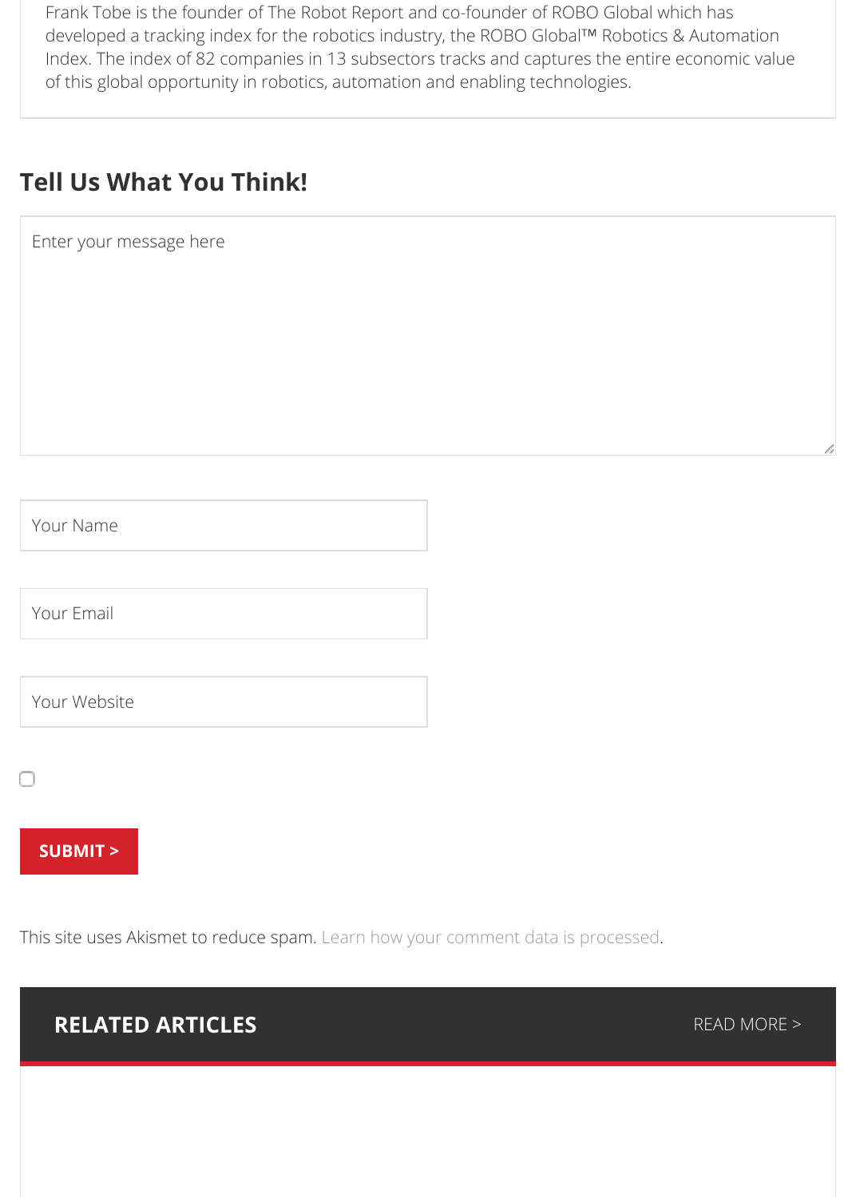Frank Tobe is the founder of The Robot Report and co-founder of ROBO Global which has developed a tracking index for the robotics industry, the ROBO Global™ Robotics & Automation Index. The index of 82 companies in 13 subsectors tracks and captures the entire economic value of this global opportunity in robotics, automation and enabling technologies.

## Tell Us What You Think!

Enter your message here

Your Name

Your Email

Your Website

SUBMIT >

This site uses Akismet to reduce spam. Learn how your comment data is processed.

## RELATED ARTICLES

READ MORE >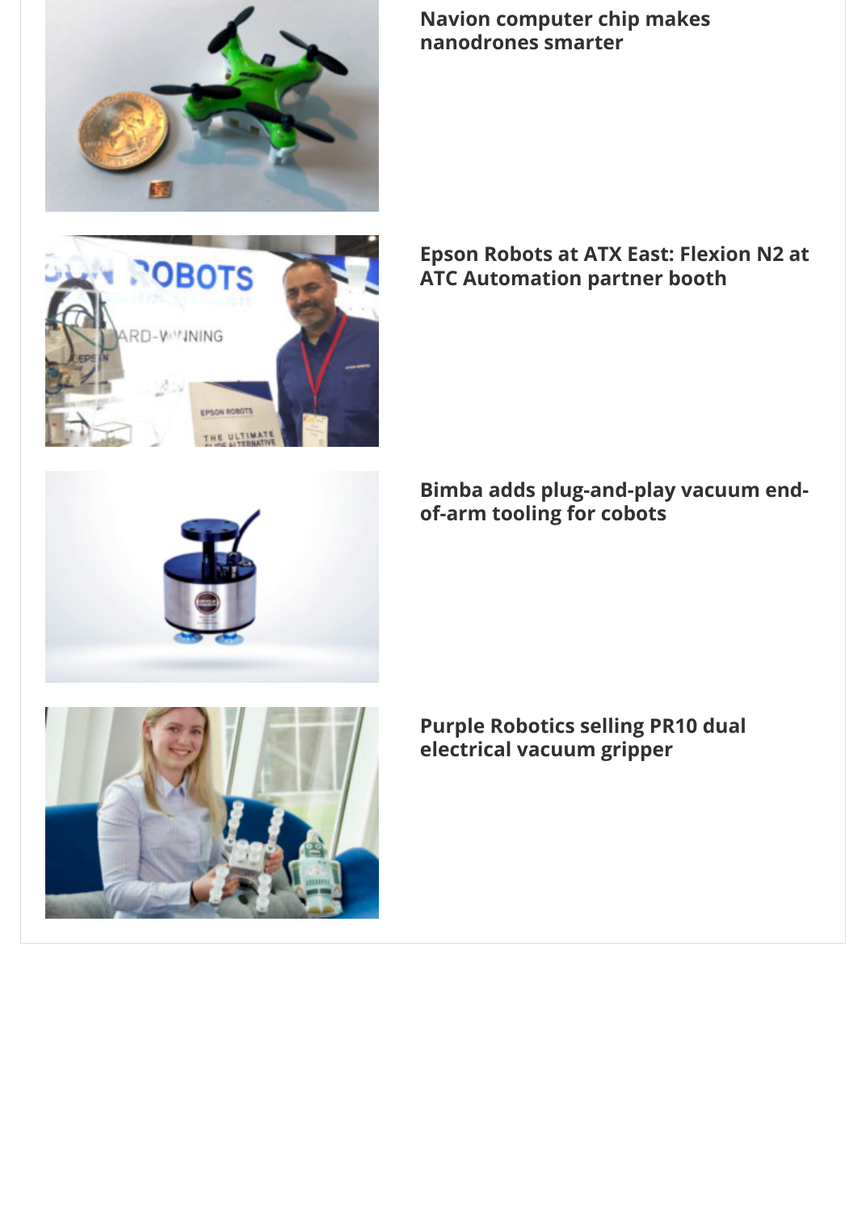**Navion computer chip makes nanodrones smarter**

**Epson Robots at ATX East: Flexion N2 at ATC Automation partner booth**

**Bimba adds plug-and-play vacuum end-of-arm tooling for cobots**

**Purple Robotics selling PR10 dual electrical vacuum gripper**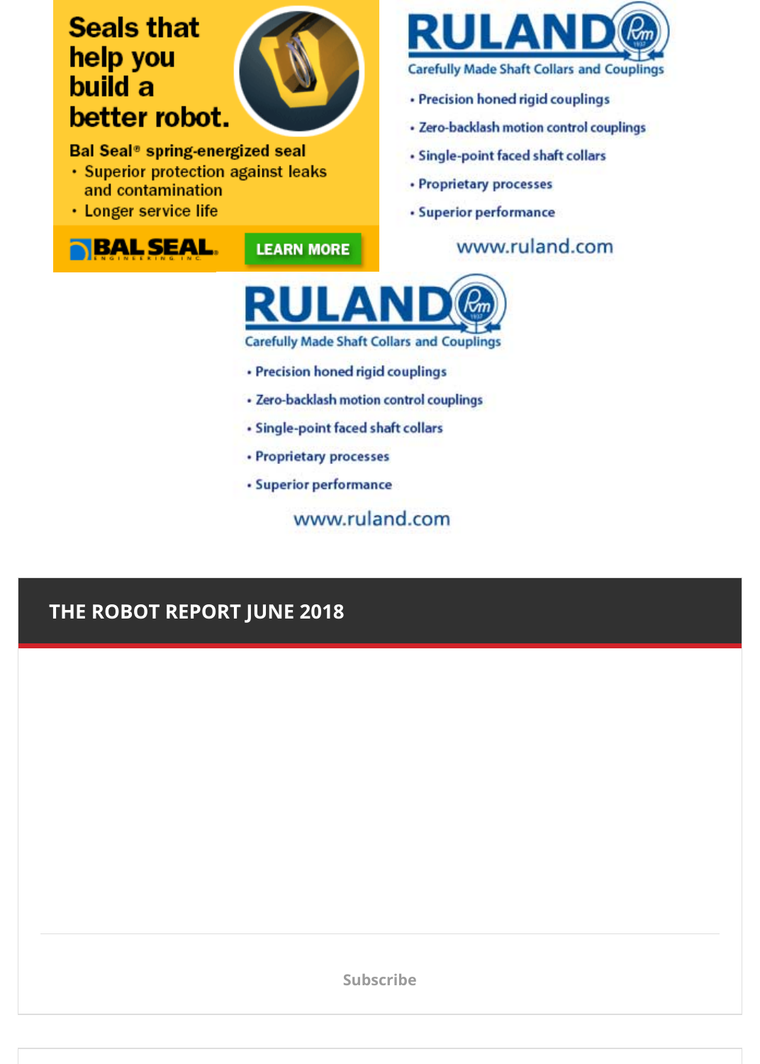Seals that help you build a better robot.

**Bal Seal® spring-energized seal**

- Superior protection against leaks and contamination
- Longer service life

BAL SEAL ENGINEERING INC

LEARN MORE

RULAND

Carefully Made Shaft Collars and Couplings

- Precision honed rigid couplings
- Zero-backlash motion control couplings
- Single-point faced shaft collars
- Proprietary processes
- Superior performance

www.ruland.com

RULAND

Carefully Made Shaft Collars and Couplings

- Precision honed rigid couplings
- Zero-backlash motion control couplings
- Single-point faced shaft collars
- Proprietary processes
- Superior performance

www.ruland.com

## THE ROBOT REPORT JUNE 2018

Subscribe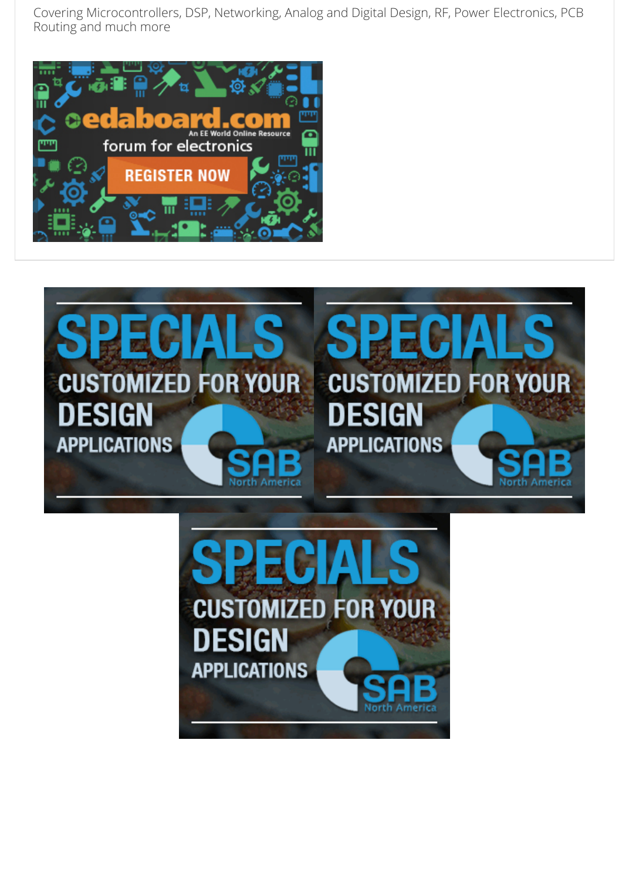Covering Microcontrollers, DSP, Networking, Analog and Digital Design, RF, Power Electronics, PCB Routing and much more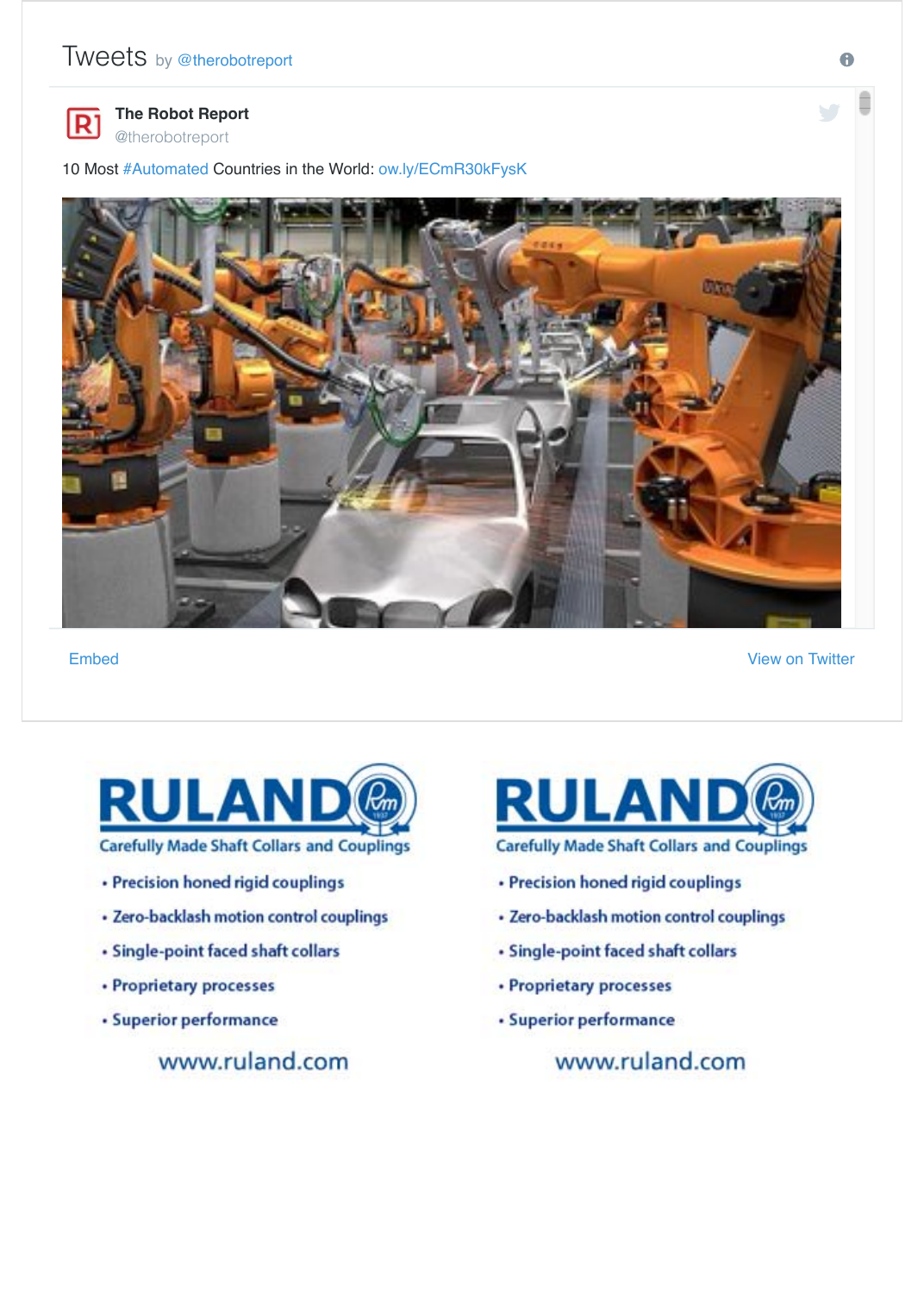## Tweets by @therobotreport

**The Robot Report**
@therobotreport

10 Most #Automated Countries in the World: ow.ly/ECmR30kFysK

Embed

View on Twitter

**RULAND**

Carefully Made Shaft Collars and Couplings

- Precision honed rigid couplings
- Zero-backlash motion control couplings
- Single-point faced shaft collars
- Proprietary processes
- Superior performance

www.ruland.com

**RULAND**

Carefully Made Shaft Collars and Couplings

- Precision honed rigid couplings
- Zero-backlash motion control couplings
- Single-point faced shaft collars
- Proprietary processes
- Superior performance

www.ruland.com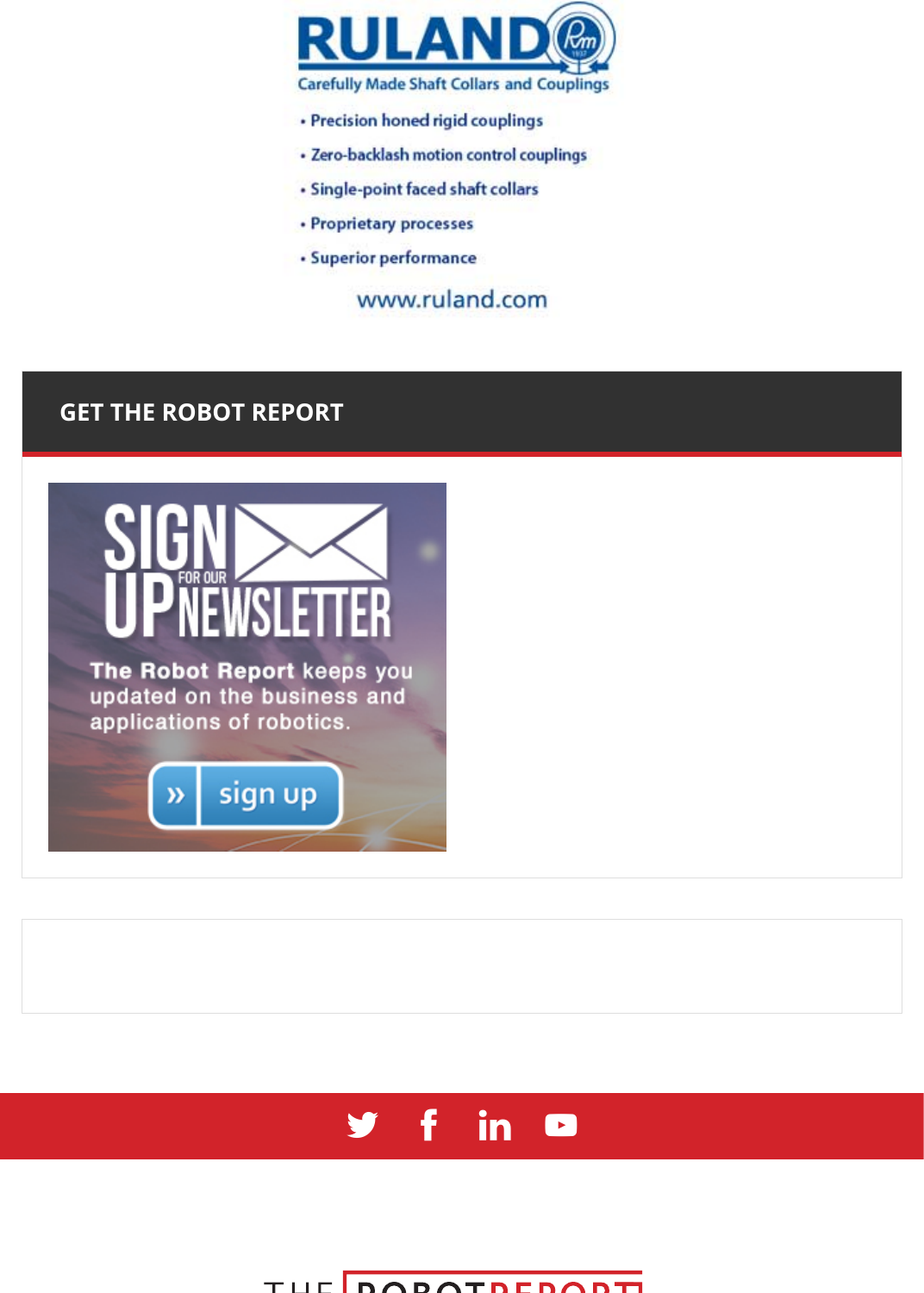RULAND

Carefully Made Shaft Collars and Couplings

- Precision honed rigid couplings
- Zero-backlash motion control couplings
- Single-point faced shaft collars
- Proprietary processes
- Superior performance

www.ruland.com

## GET THE ROBOT REPORT

SIGN UP FOR OUR NEWSLETTER

The Robot Report keeps you updated on the business and applications of robotics.

» sign up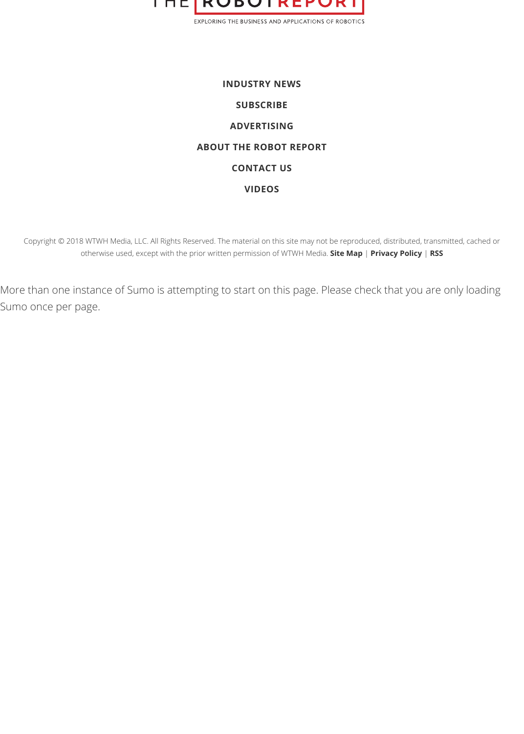EXPLORING THE BUSINESS AND APPLICATIONS OF ROBOTICS

**INDUSTRY NEWS**

**SUBSCRIBE**

**ADVERTISING**

**ABOUT THE ROBOT REPORT**

**CONTACT US**

**VIDEOS**

Copyright © 2018 WTWH Media, LLC. All Rights Reserved. The material on this site may not be reproduced, distributed, transmitted, cached or otherwise used, except with the prior written permission of WTWH Media. **Site Map** | **Privacy Policy** | **RSS**

More than one instance of Sumo is attempting to start on this page. Please check that you are only loading Sumo once per page.